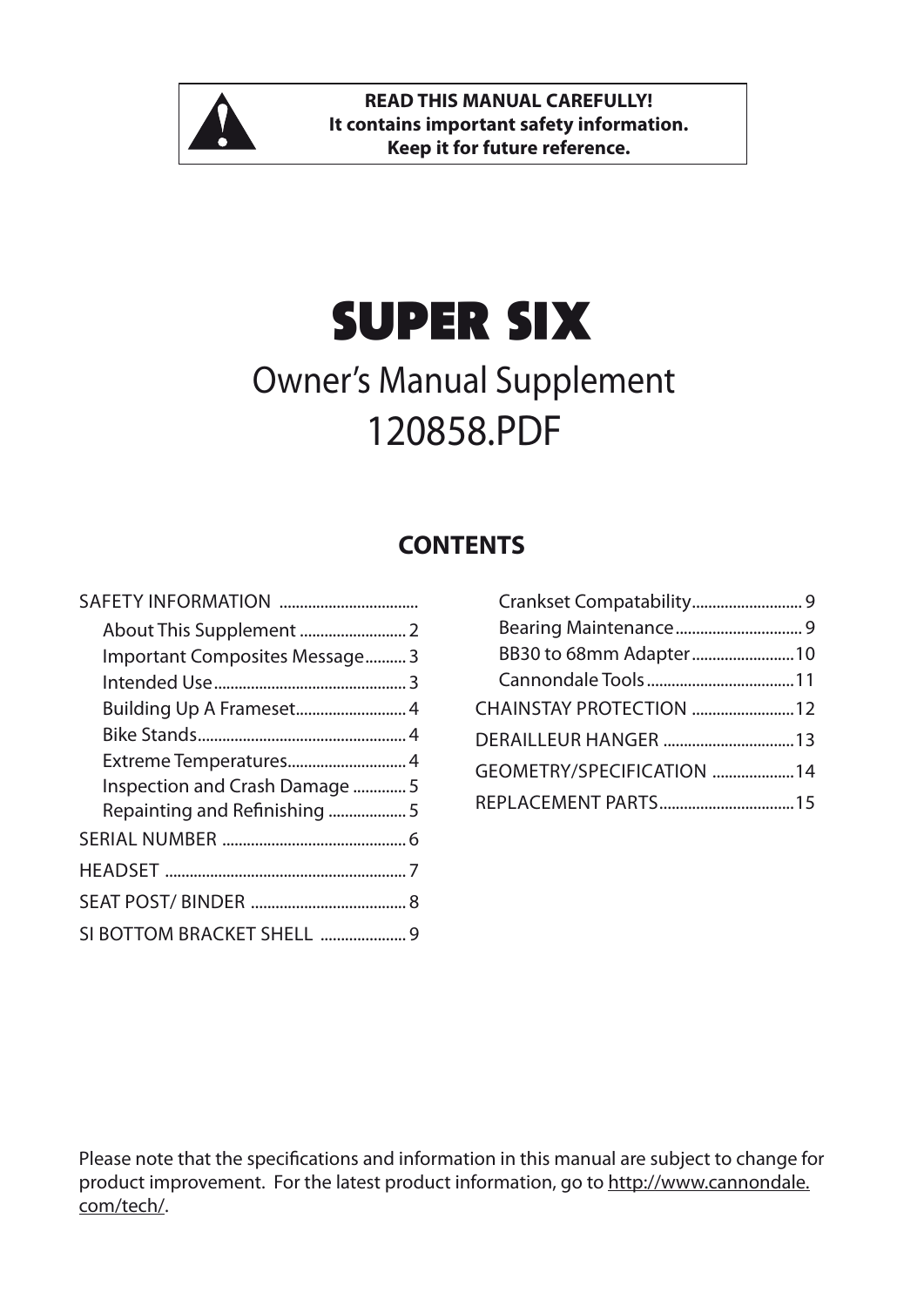**READ THIS MANUAL CAREFULLY!**
**It contains important safety information.**
**Keep it for future reference.**

# SUPER SIX

## Owner's Manual Supplement
## 120858.PDF

### CONTENTS

SAFETY INFORMATION ..................................
- About This Supplement .......................... 2
- Important Composites Message.......... 3
- Intended Use.............................................. 3
- Building Up A Frameset........................... 4
- Bike Stands.................................................. 4
- Extreme Temperatures............................ 4
- Inspection and Crash Damage ............. 5
- Repainting and Refinishing ................... 5

SERIAL NUMBER ............................................. 6

HEADSET ........................................................... 7

SEAT POST/ BINDER ...................................... 8

SI BOTTOM BRACKET SHELL ..................... 9
- Crankset Compatability........................... 9
- Bearing Maintenance............................... 9
- BB30 to 68mm Adapter.........................10
- Cannondale Tools....................................11

CHAINSTAY PROTECTION .........................12

DERAILLEUR HANGER ................................13

GEOMETRY/SPECIFICATION ....................14

REPLACEMENT PARTS.................................15

Please note that the specifications and information in this manual are subject to change for product improvement. For the latest product information, go to http://www.cannondale.com/tech/.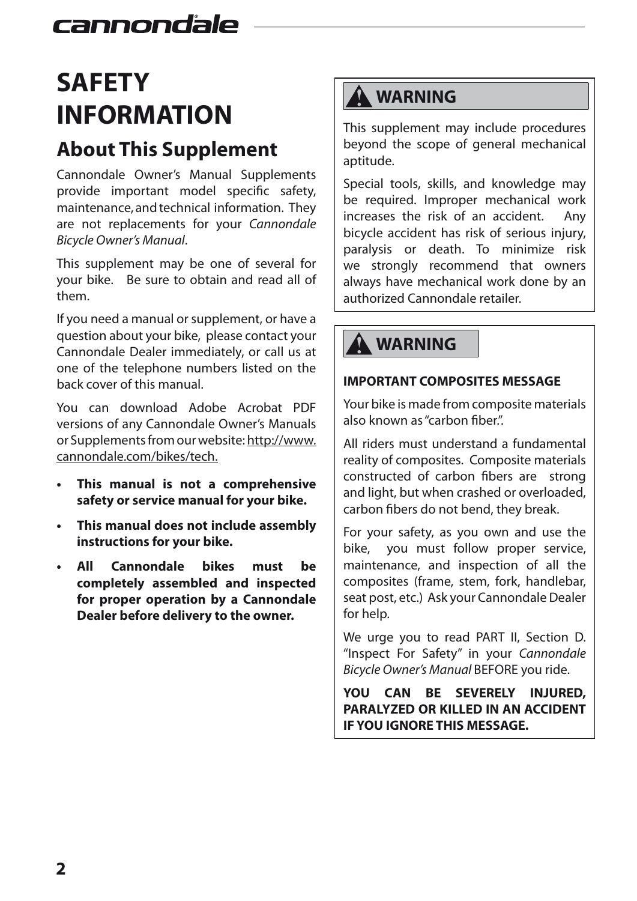# SAFETY INFORMATION

## About This Supplement

Cannondale Owner's Manual Supplements provide important model specific safety, maintenance, and technical information. They are not replacements for your *Cannondale Bicycle Owner's Manual*.

This supplement may be one of several for your bike. Be sure to obtain and read all of them.

If you need a manual or supplement, or have a question about your bike, please contact your Cannondale Dealer immediately, or call us at one of the telephone numbers listed on the back cover of this manual.

You can download Adobe Acrobat PDF versions of any Cannondale Owner's Manuals or Supplements from our website: http://www.cannondale.com/bikes/tech.

- **This manual is not a comprehensive safety or service manual for your bike.**
- **This manual does not include assembly instructions for your bike.**
- **All Cannondale bikes must be completely assembled and inspected for proper operation by a Cannondale Dealer before delivery to the owner.**

> **⚠ WARNING**
>
> This supplement may include procedures beyond the scope of general mechanical aptitude.
>
> Special tools, skills, and knowledge may be required. Improper mechanical work increases the risk of an accident. Any bicycle accident has risk of serious injury, paralysis or death. To minimize risk we strongly recommend that owners always have mechanical work done by an authorized Cannondale retailer.

> **⚠ WARNING**
>
> **IMPORTANT COMPOSITES MESSAGE**
>
> Your bike is made from composite materials also known as "carbon fiber.".
>
> All riders must understand a fundamental reality of composites. Composite materials constructed of carbon fibers are strong and light, but when crashed or overloaded, carbon fibers do not bend, they break.
>
> For your safety, as you own and use the bike, you must follow proper service, maintenance, and inspection of all the composites (frame, stem, fork, handlebar, seat post, etc.) Ask your Cannondale Dealer for help.
>
> We urge you to read PART II, Section D. "Inspect For Safety" in your *Cannondale Bicycle Owner's Manual* BEFORE you ride.
>
> **YOU CAN BE SEVERELY INJURED, PARALYZED OR KILLED IN AN ACCIDENT IF YOU IGNORE THIS MESSAGE.**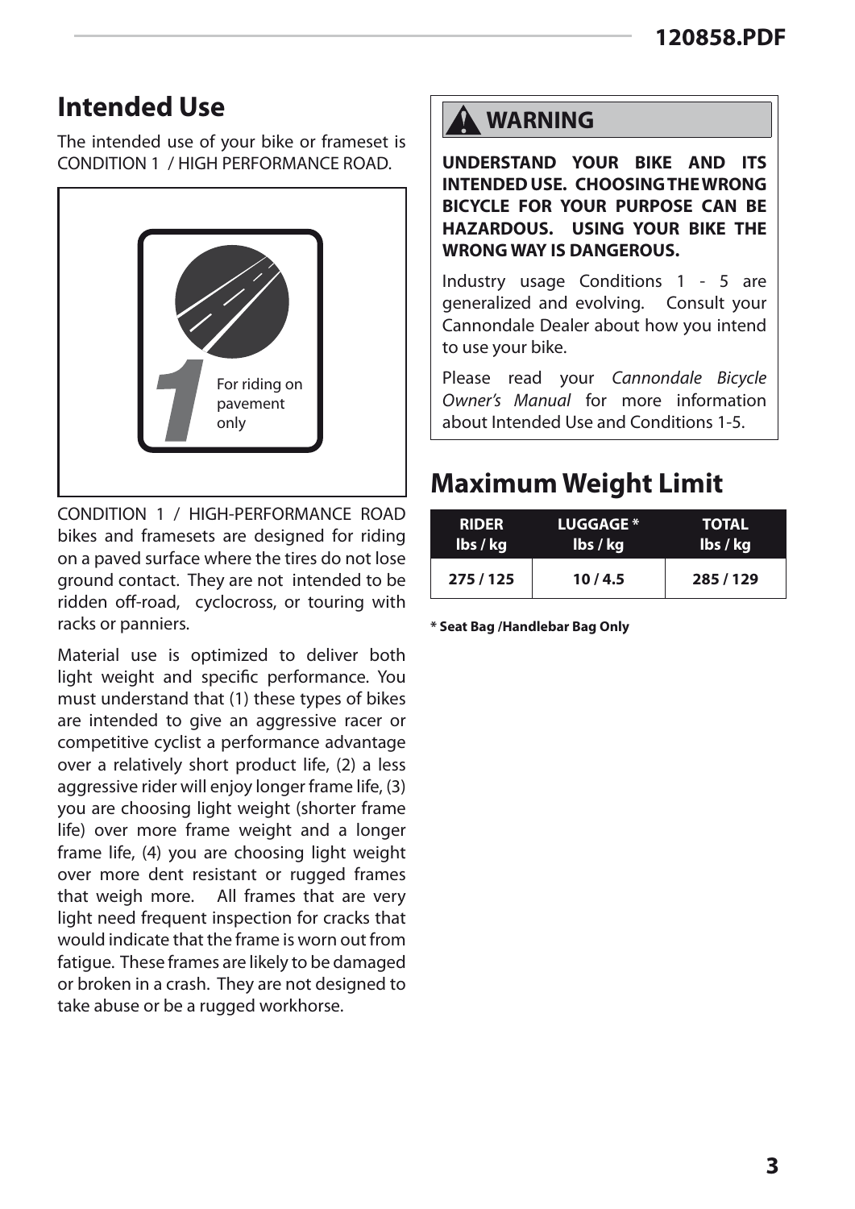# Intended Use

The intended use of your bike or frameset is CONDITION 1 / HIGH PERFORMANCE ROAD.

For riding on pavement only

CONDITION 1 / HIGH-PERFORMANCE ROAD bikes and framesets are designed for riding on a paved surface where the tires do not lose ground contact. They are not intended to be ridden off-road, cyclocross, or touring with racks or panniers.

Material use is optimized to deliver both light weight and specific performance. You must understand that (1) these types of bikes are intended to give an aggressive racer or competitive cyclist a performance advantage over a relatively short product life, (2) a less aggressive rider will enjoy longer frame life, (3) you are choosing light weight (shorter frame life) over more frame weight and a longer frame life, (4) you are choosing light weight over more dent resistant or rugged frames that weigh more. All frames that are very light need frequent inspection for cracks that would indicate that the frame is worn out from fatigue. These frames are likely to be damaged or broken in a crash. They are not designed to take abuse or be a rugged workhorse.

## WARNING

**UNDERSTAND YOUR BIKE AND ITS INTENDED USE. CHOOSING THE WRONG BICYCLE FOR YOUR PURPOSE CAN BE HAZARDOUS. USING YOUR BIKE THE WRONG WAY IS DANGEROUS.**

Industry usage Conditions 1 - 5 are generalized and evolving. Consult your Cannondale Dealer about how you intend to use your bike.

Please read your *Cannondale Bicycle Owner's Manual* for more information about Intended Use and Conditions 1-5.

# Maximum Weight Limit

| RIDER lbs / kg | LUGGAGE * lbs / kg | TOTAL lbs / kg |
|---|---|---|
| 275 / 125 | 10 / 4.5 | 285 / 129 |

**\* Seat Bag /Handlebar Bag Only**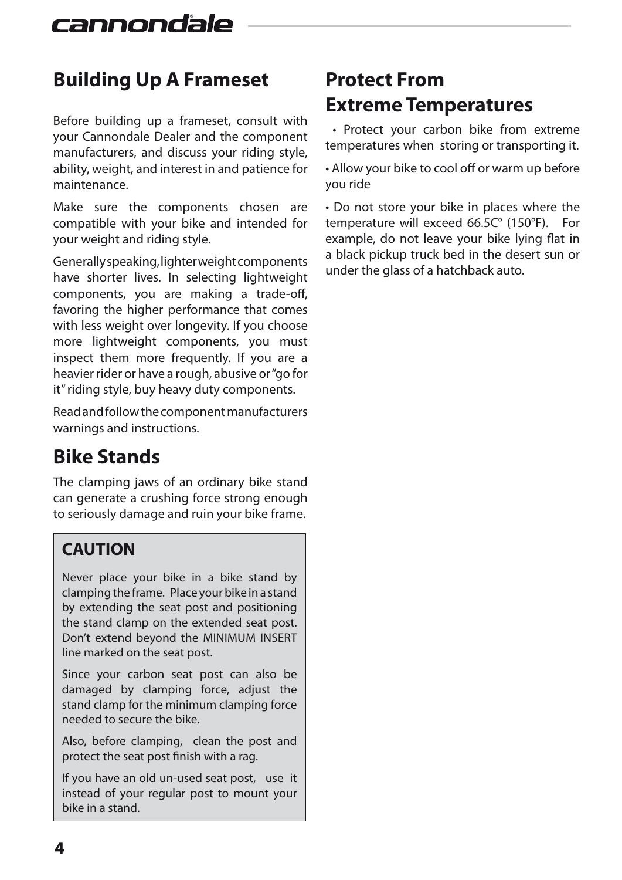## Building Up A Frameset

Before building up a frameset, consult with your Cannondale Dealer and the component manufacturers, and discuss your riding style, ability, weight, and interest in and patience for maintenance.

Make sure the components chosen are compatible with your bike and intended for your weight and riding style.

Generally speaking, lighter weight components have shorter lives. In selecting lightweight components, you are making a trade-off, favoring the higher performance that comes with less weight over longevity. If you choose more lightweight components, you must inspect them more frequently. If you are a heavier rider or have a rough, abusive or "go for it" riding style, buy heavy duty components.

Read and follow the component manufacturers warnings and instructions.

## Bike Stands

The clamping jaws of an ordinary bike stand can generate a crushing force strong enough to seriously damage and ruin your bike frame.

### CAUTION

Never place your bike in a bike stand by clamping the frame. Place your bike in a stand by extending the seat post and positioning the stand clamp on the extended seat post. Don't extend beyond the MINIMUM INSERT line marked on the seat post.

Since your carbon seat post can also be damaged by clamping force, adjust the stand clamp for the minimum clamping force needed to secure the bike.

Also, before clamping, clean the post and protect the seat post finish with a rag.

If you have an old un-used seat post, use it instead of your regular post to mount your bike in a stand.

## Protect From Extreme Temperatures

• Protect your carbon bike from extreme temperatures when storing or transporting it.

• Allow your bike to cool off or warm up before you ride

• Do not store your bike in places where the temperature will exceed 66.5C° (150°F). For example, do not leave your bike lying flat in a black pickup truck bed in the desert sun or under the glass of a hatchback auto.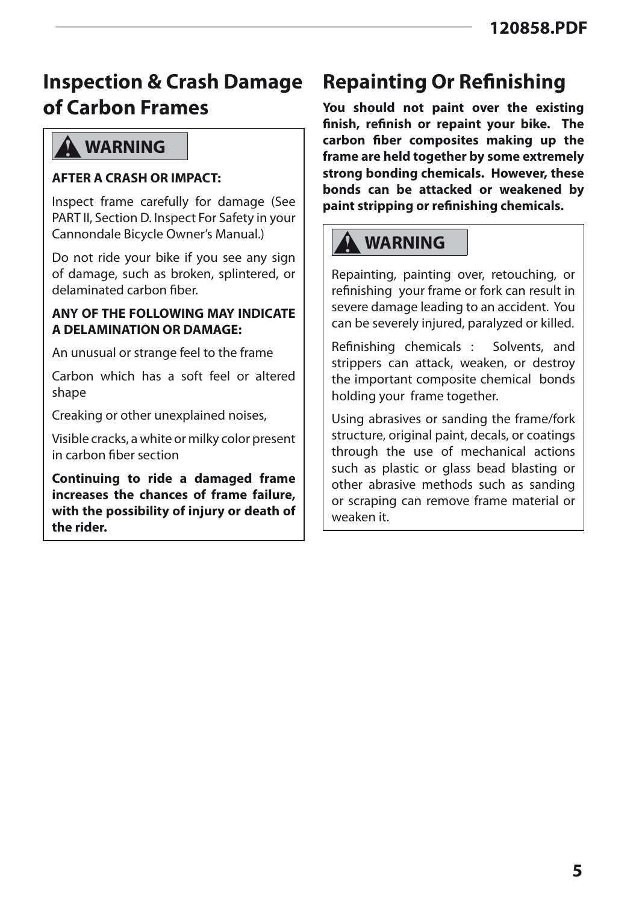## Inspection & Crash Damage of Carbon Frames

**⚠ WARNING**

**AFTER A CRASH OR IMPACT:**

Inspect frame carefully for damage (See PART II, Section D. Inspect For Safety in your Cannondale Bicycle Owner's Manual.)

Do not ride your bike if you see any sign of damage, such as broken, splintered, or delaminated carbon fiber.

**ANY OF THE FOLLOWING MAY INDICATE A DELAMINATION OR DAMAGE:**

An unusual or strange feel to the frame

Carbon which has a soft feel or altered shape

Creaking or other unexplained noises,

Visible cracks, a white or milky color present in carbon fiber section

**Continuing to ride a damaged frame increases the chances of frame failure, with the possibility of injury or death of the rider.**

## Repainting Or Refinishing

**You should not paint over the existing finish, refinish or repaint your bike. The carbon fiber composites making up the frame are held together by some extremely strong bonding chemicals. However, these bonds can be attacked or weakened by paint stripping or refinishing chemicals.**

**⚠ WARNING**

Repainting, painting over, retouching, or refinishing your frame or fork can result in severe damage leading to an accident. You can be severely injured, paralyzed or killed.

Refinishing chemicals : Solvents, and strippers can attack, weaken, or destroy the important composite chemical bonds holding your frame together.

Using abrasives or sanding the frame/fork structure, original paint, decals, or coatings through the use of mechanical actions such as plastic or glass bead blasting or other abrasive methods such as sanding or scraping can remove frame material or weaken it.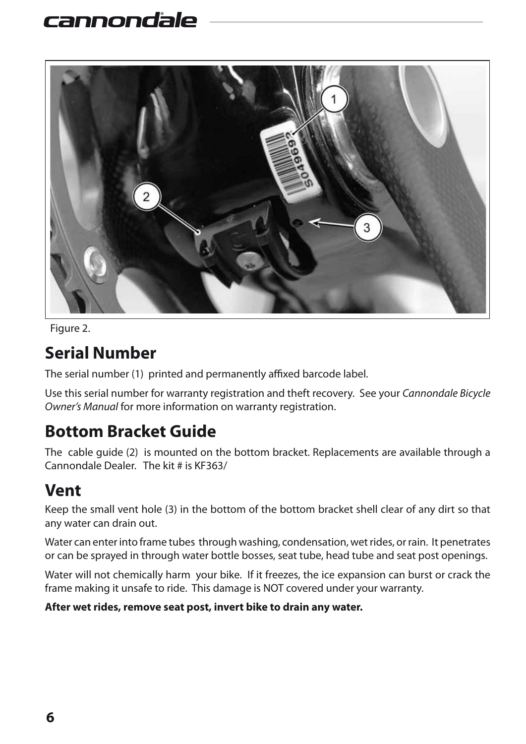Figure 2.

## Serial Number

The serial number (1) printed and permanently affixed barcode label.

Use this serial number for warranty registration and theft recovery. See your *Cannondale Bicycle Owner's Manual* for more information on warranty registration.

## Bottom Bracket Guide

The cable guide (2) is mounted on the bottom bracket. Replacements are available through a Cannondale Dealer. The kit # is KF363/

## Vent

Keep the small vent hole (3) in the bottom of the bottom bracket shell clear of any dirt so that any water can drain out.

Water can enter into frame tubes through washing, condensation, wet rides, or rain. It penetrates or can be sprayed in through water bottle bosses, seat tube, head tube and seat post openings.

Water will not chemically harm your bike. If it freezes, the ice expansion can burst or crack the frame making it unsafe to ride. This damage is NOT covered under your warranty.

**After wet rides, remove seat post, invert bike to drain any water.**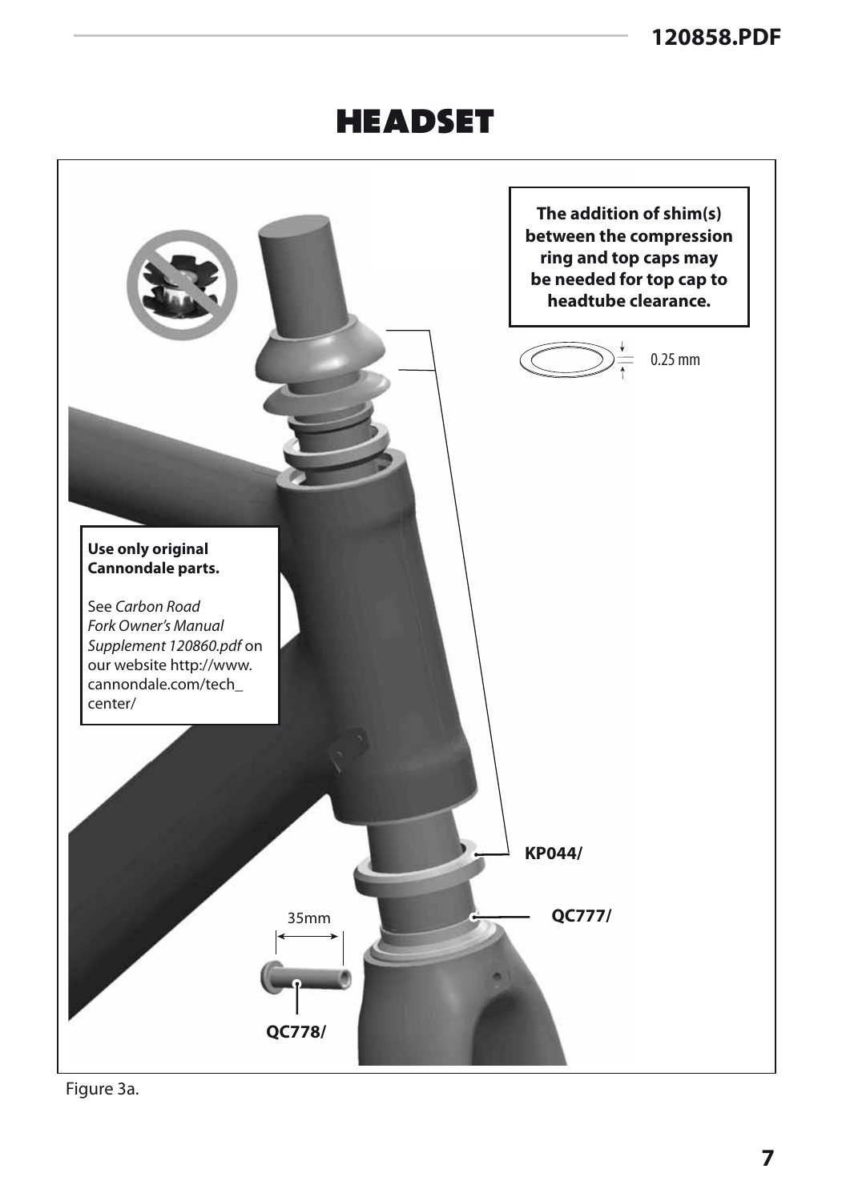# HEADSET

**The addition of shim(s) between the compression ring and top caps may be needed for top cap to headtube clearance.**

0.25 mm

**Use only original Cannondale parts.**

See *Carbon Road Fork Owner's Manual Supplement 120860.pdf* on our website http://www.cannondale.com/tech_center/

**KP044/**

**QC777/**

35mm

**QC778/**

Figure 3a.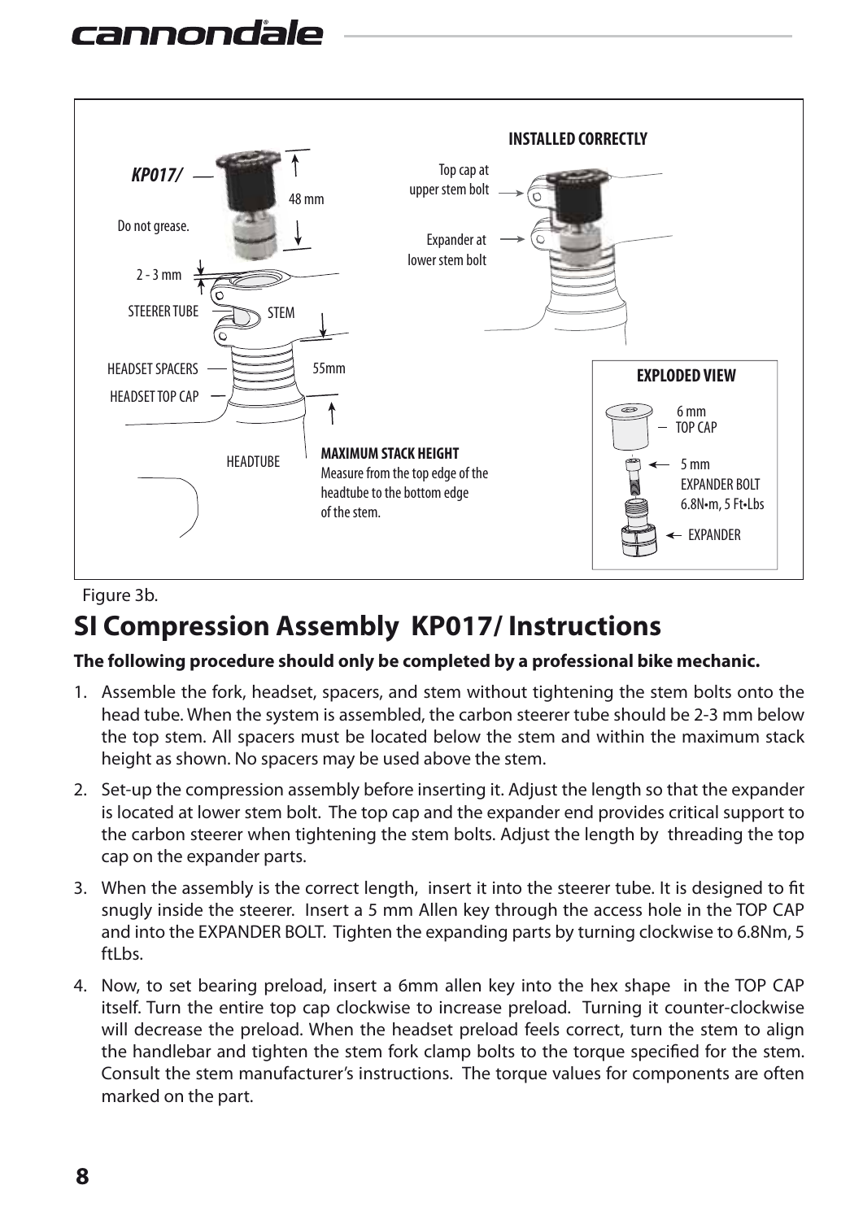Figure 3b.

## SI Compression Assembly KP017/ Instructions

**The following procedure should only be completed by a professional bike mechanic.**

1. Assemble the fork, headset, spacers, and stem without tightening the stem bolts onto the head tube. When the system is assembled, the carbon steerer tube should be 2-3 mm below the top stem. All spacers must be located below the stem and within the maximum stack height as shown. No spacers may be used above the stem.
2. Set-up the compression assembly before inserting it. Adjust the length so that the expander is located at lower stem bolt. The top cap and the expander end provides critical support to the carbon steerer when tightening the stem bolts. Adjust the length by threading the top cap on the expander parts.
3. When the assembly is the correct length, insert it into the steerer tube. It is designed to fit snugly inside the steerer. Insert a 5 mm Allen key through the access hole in the TOP CAP and into the EXPANDER BOLT. Tighten the expanding parts by turning clockwise to 6.8Nm, 5 ftLbs.
4. Now, to set bearing preload, insert a 6mm allen key into the hex shape in the TOP CAP itself. Turn the entire top cap clockwise to increase preload. Turning it counter-clockwise will decrease the preload. When the headset preload feels correct, turn the stem to align the handlebar and tighten the stem fork clamp bolts to the torque specified for the stem. Consult the stem manufacturer's instructions. The torque values for components are often marked on the part.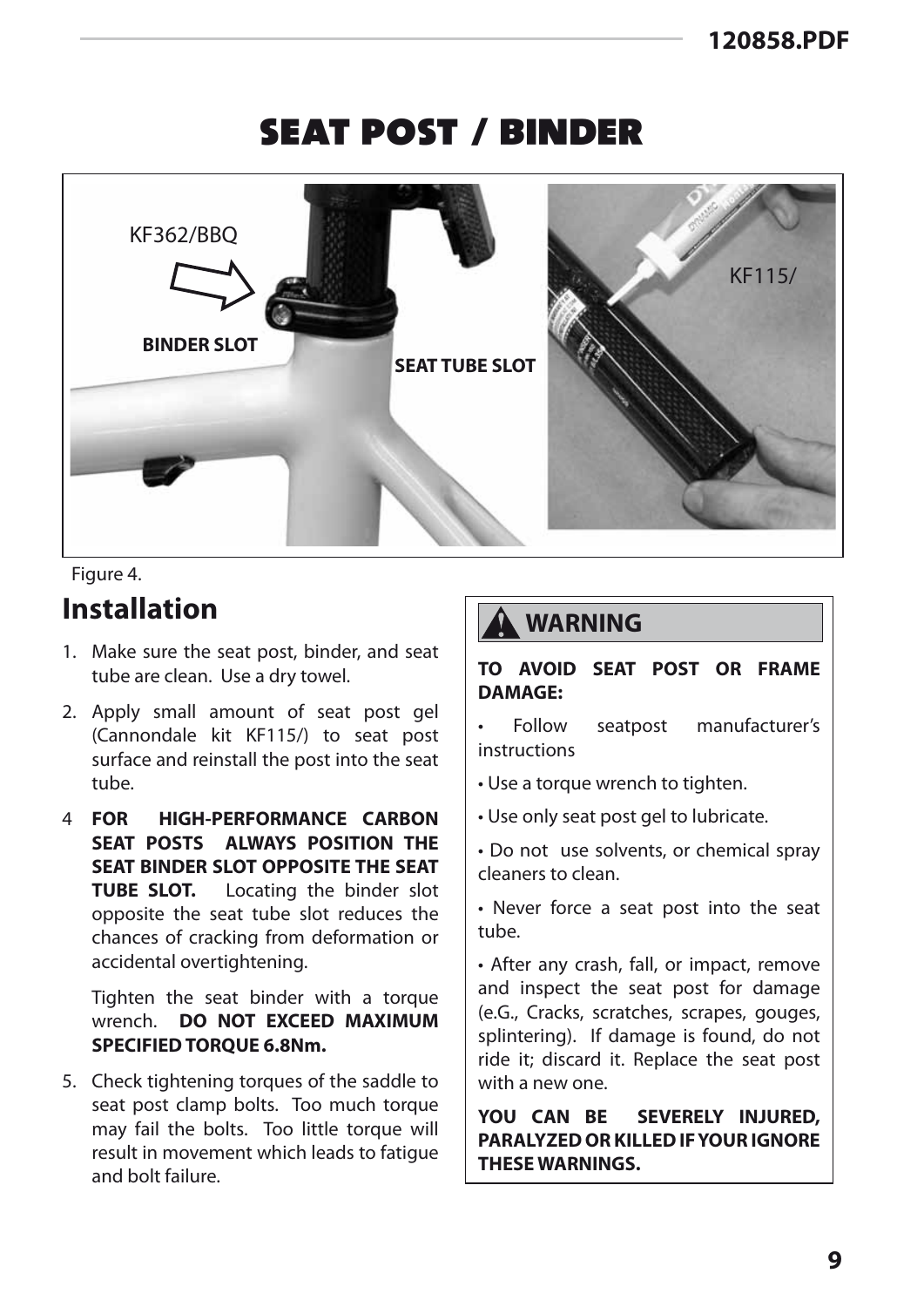# SEAT POST / BINDER

KF362/BBQ

BINDER SLOT

SEAT TUBE SLOT

KF115/

Figure 4.

## Installation

1. Make sure the seat post, binder, and seat tube are clean. Use a dry towel.
2. Apply small amount of seat post gel (Cannondale kit KF115/) to seat post surface and reinstall the post into the seat tube.

4 **FOR HIGH-PERFORMANCE CARBON SEAT POSTS ALWAYS POSITION THE SEAT BINDER SLOT OPPOSITE THE SEAT TUBE SLOT.** Locating the binder slot opposite the seat tube slot reduces the chances of cracking from deformation or accidental overtightening.

   Tighten the seat binder with a torque wrench. **DO NOT EXCEED MAXIMUM SPECIFIED TORQUE 6.8Nm.**

5. Check tightening torques of the saddle to seat post clamp bolts. Too much torque may fail the bolts. Too little torque will result in movement which leads to fatigue and bolt failure.

### ⚠ WARNING

**TO AVOID SEAT POST OR FRAME DAMAGE:**

- Follow seatpost manufacturer's instructions
- Use a torque wrench to tighten.
- Use only seat post gel to lubricate.
- Do not use solvents, or chemical spray cleaners to clean.
- Never force a seat post into the seat tube.
- After any crash, fall, or impact, remove and inspect the seat post for damage (e.G., Cracks, scratches, scrapes, gouges, splintering). If damage is found, do not ride it; discard it. Replace the seat post with a new one.

**YOU CAN BE SEVERELY INJURED, PARALYZED OR KILLED IF YOUR IGNORE THESE WARNINGS.**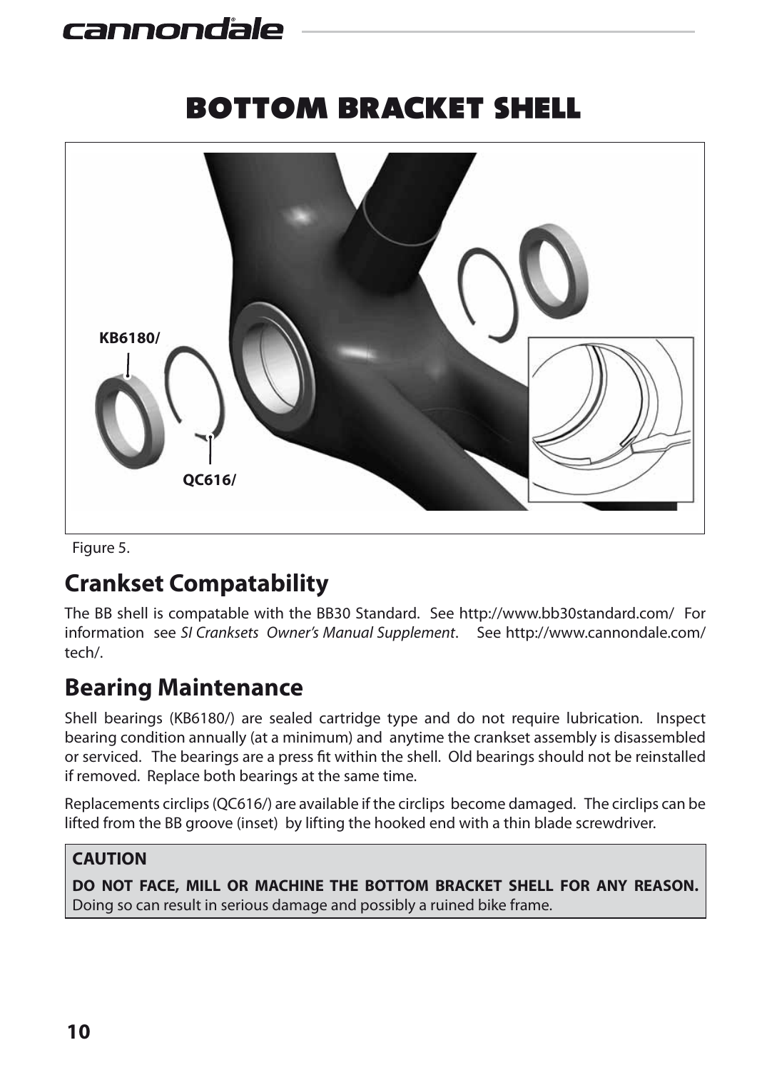# BOTTOM BRACKET SHELL

KB6180/

QC616/

Figure 5.

## Crankset Compatability

The BB shell is compatable with the BB30 Standard. See http://www.bb30standard.com/ For information see *SI Cranksets Owner's Manual Supplement*. See http://www.cannondale.com/tech/.

## Bearing Maintenance

Shell bearings (KB6180/) are sealed cartridge type and do not require lubrication. Inspect bearing condition annually (at a minimum) and anytime the crankset assembly is disassembled or serviced. The bearings are a press fit within the shell. Old bearings should not be reinstalled if removed. Replace both bearings at the same time.

Replacements circlips (QC616/) are available if the circlips become damaged. The circlips can be lifted from the BB groove (inset) by lifting the hooked end with a thin blade screwdriver.

**CAUTION**

**DO NOT FACE, MILL OR MACHINE THE BOTTOM BRACKET SHELL FOR ANY REASON.** Doing so can result in serious damage and possibly a ruined bike frame.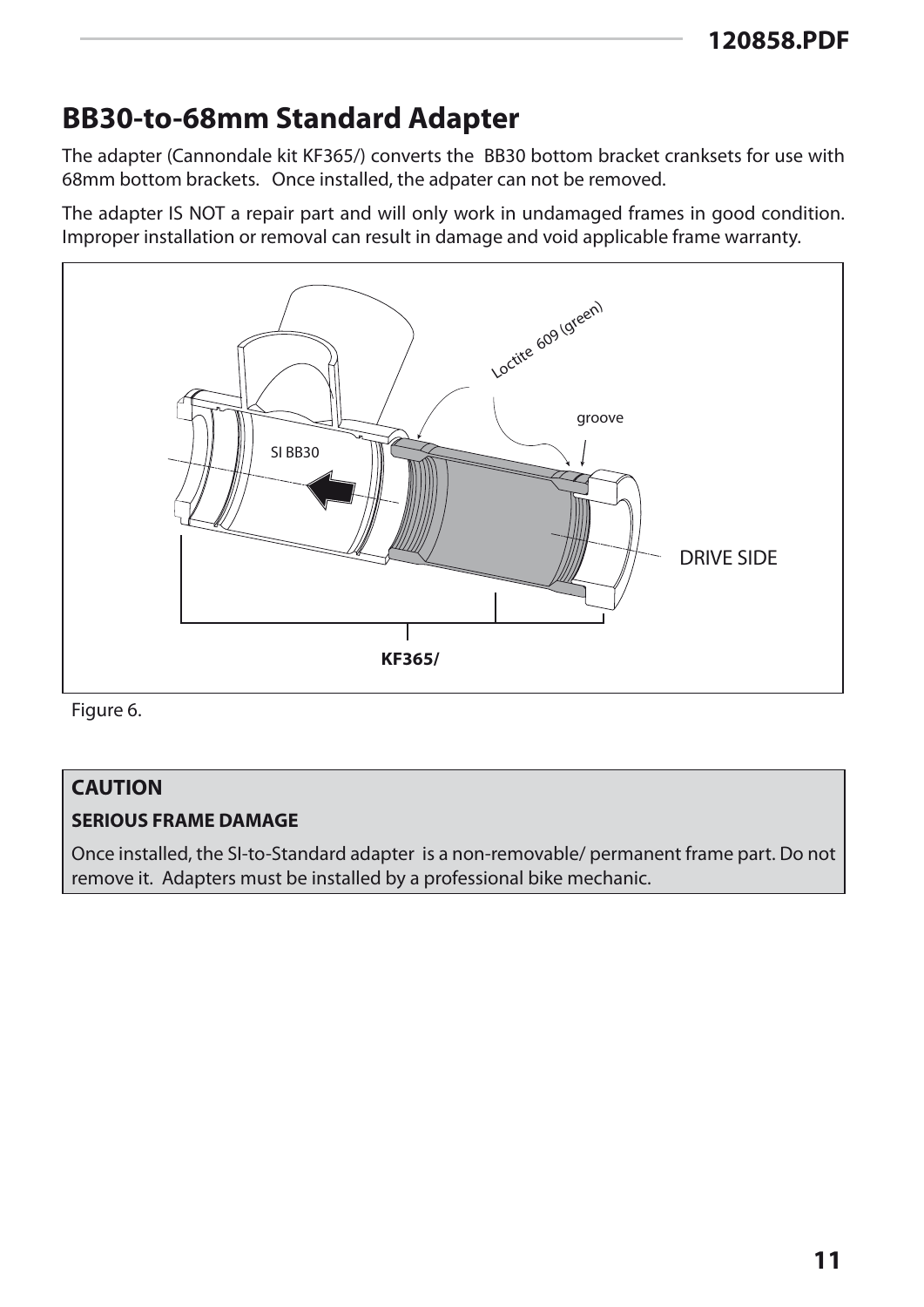# BB30-to-68mm Standard Adapter

The adapter (Cannondale kit KF365/) converts the  BB30 bottom bracket cranksets for use with 68mm bottom brackets.   Once installed, the adpater can not be removed.

The adapter IS NOT a repair part and will only work in undamaged frames in good condition. Improper installation or removal can result in damage and void applicable frame warranty.

Figure 6.

**CAUTION**

**SERIOUS FRAME DAMAGE**

Once installed, the SI-to-Standard adapter  is a non-removable/ permanent frame part. Do not remove it.  Adapters must be installed by a professional bike mechanic.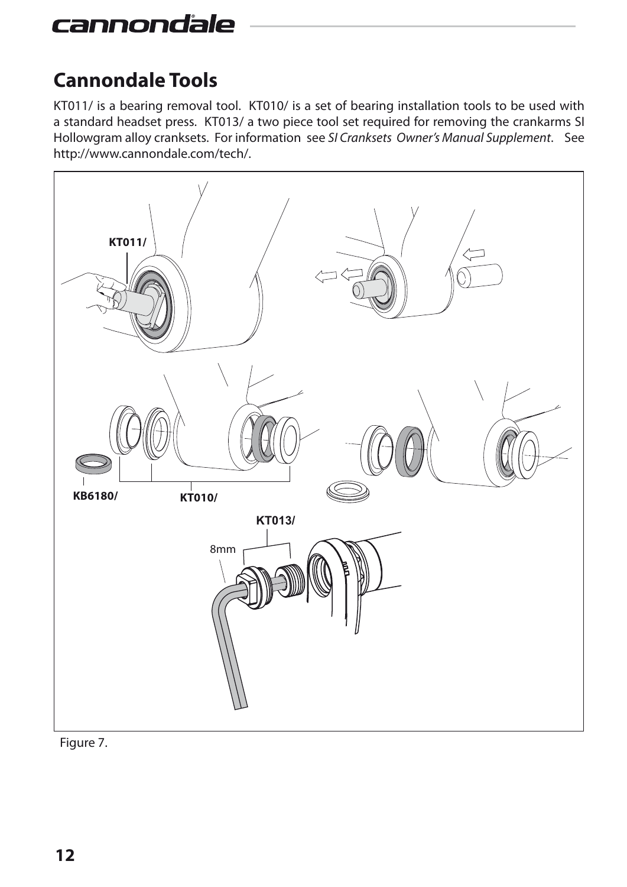## Cannondale Tools

KT011/ is a bearing removal tool. KT010/ is a set of bearing installation tools to be used with a standard headset press. KT013/ a two piece tool set required for removing the crankarms SI Hollowgram alloy cranksets. For information see *SI Cranksets Owner's Manual Supplement*. See http://www.cannondale.com/tech/.

Figure 7.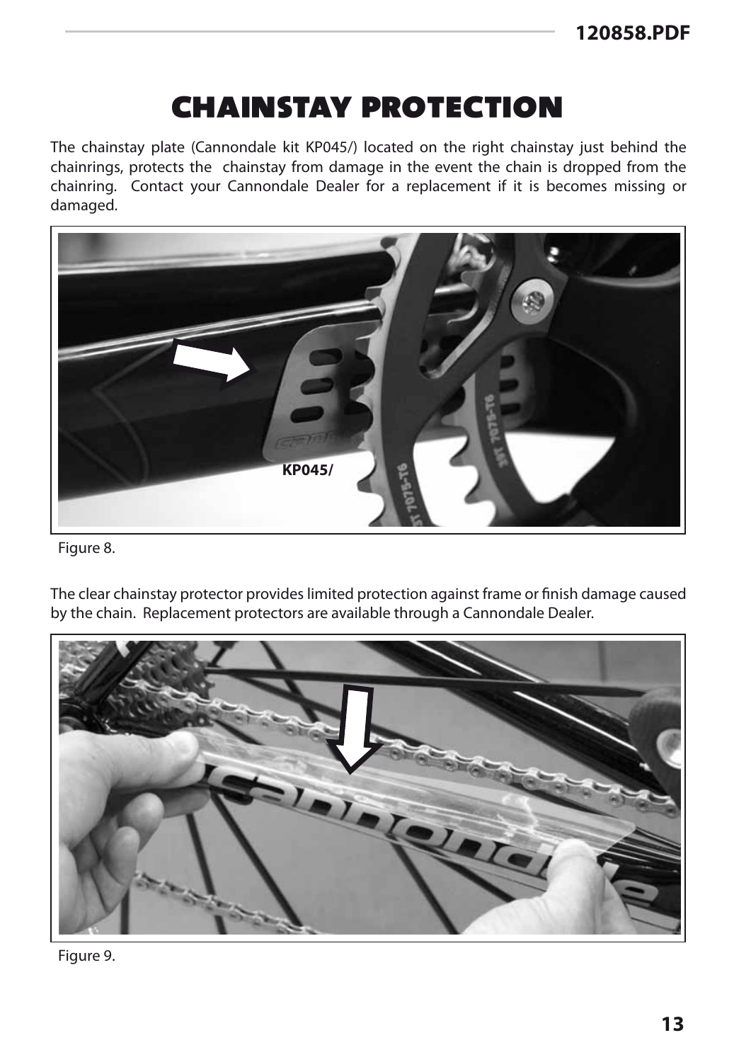# CHAINSTAY PROTECTION

The chainstay plate (Cannondale kit KP045/) located on the right chainstay just behind the chainrings, protects the chainstay from damage in the event the chain is dropped from the chainring. Contact your Cannondale Dealer for a replacement if it is becomes missing or damaged.

KP045/

Figure 8.

The clear chainstay protector provides limited protection against frame or finish damage caused by the chain. Replacement protectors are available through a Cannondale Dealer.

Figure 9.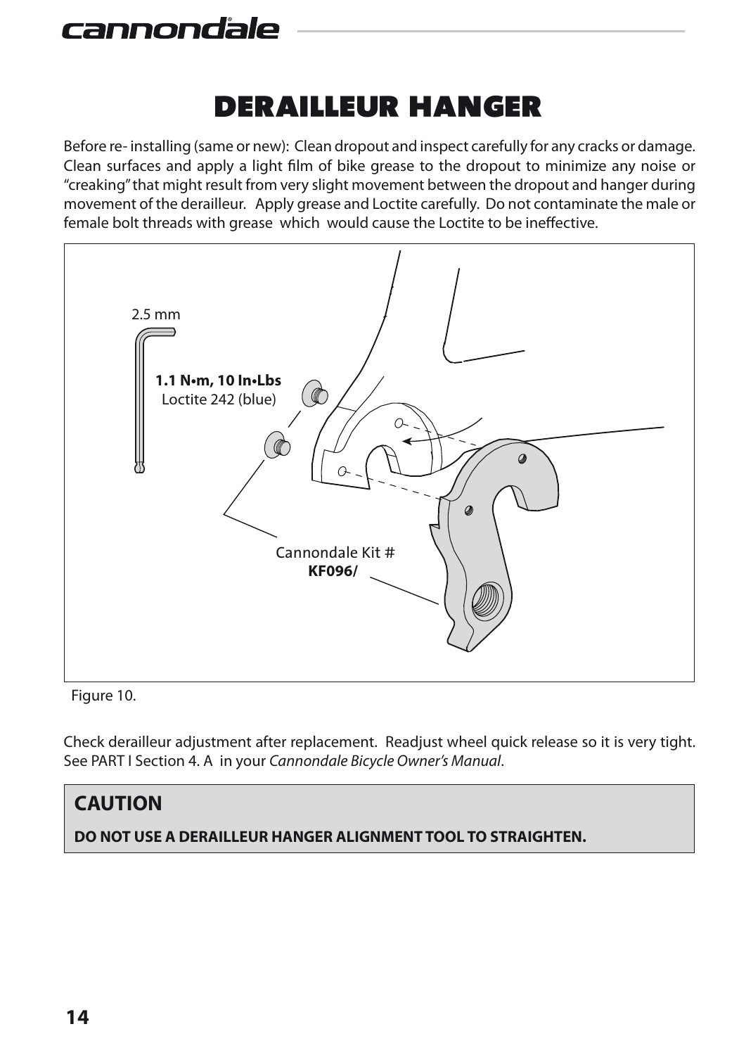# DERAILLEUR HANGER

Before re- installing (same or new): Clean dropout and inspect carefully for any cracks or damage. Clean surfaces and apply a light film of bike grease to the dropout to minimize any noise or "creaking" that might result from very slight movement between the dropout and hanger during movement of the derailleur. Apply grease and Loctite carefully. Do not contaminate the male or female bolt threads with grease which would cause the Loctite to be ineffective.

2.5 mm

**1.1 N•m, 10 In•Lbs**
Loctite 242 (blue)

Cannondale Kit #
**KF096/**

Figure 10.

Check derailleur adjustment after replacement. Readjust wheel quick release so it is very tight. See PART I Section 4. A in your *Cannondale Bicycle Owner's Manual*.

## CAUTION

**DO NOT USE A DERAILLEUR HANGER ALIGNMENT TOOL TO STRAIGHTEN.**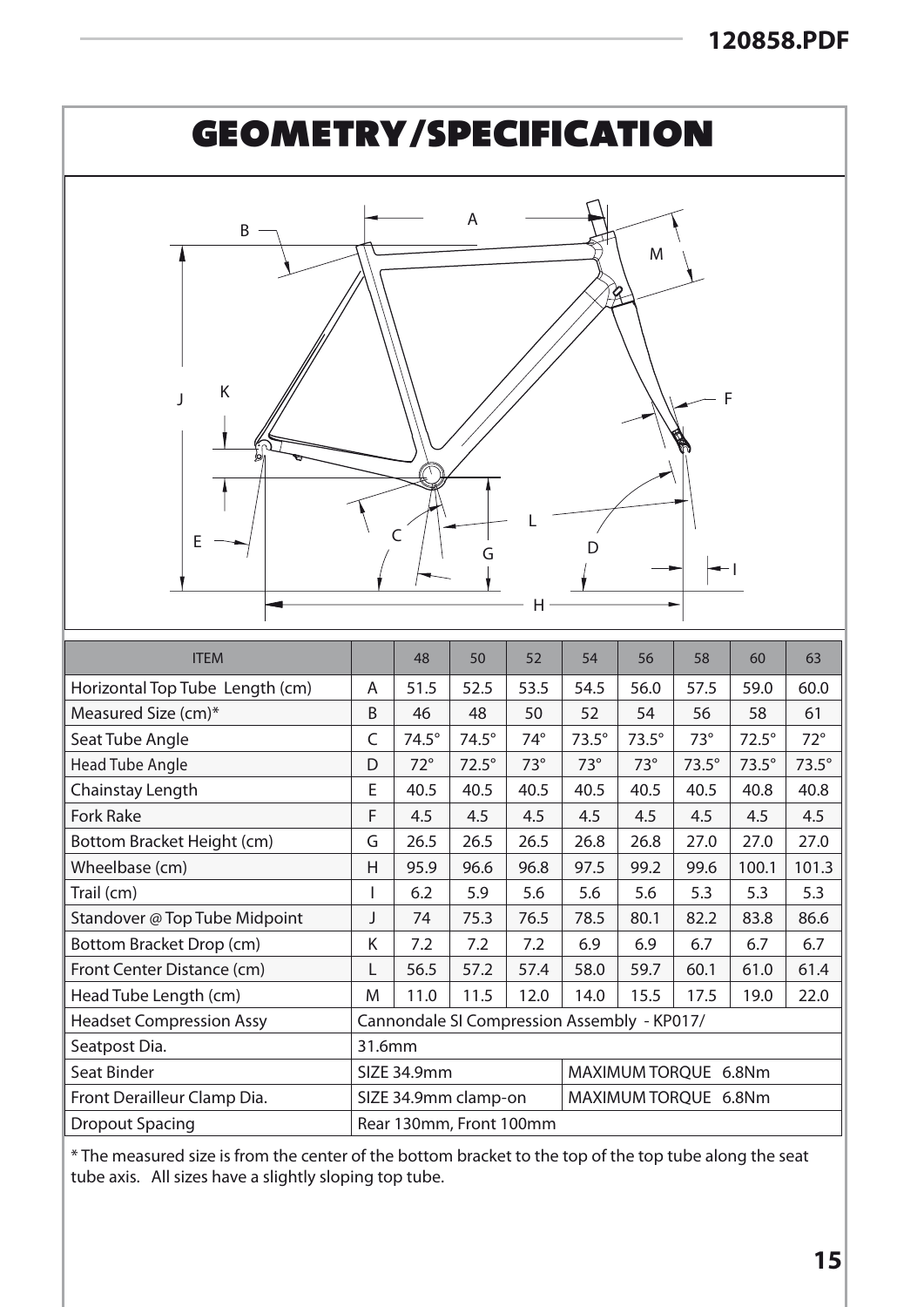# GEOMETRY/SPECIFICATION

| ITEM | | 48 | 50 | 52 | 54 | 56 | 58 | 60 | 63 |
|---|---|---|---|---|---|---|---|---|---|
| Horizontal Top Tube Length (cm) | A | 51.5 | 52.5 | 53.5 | 54.5 | 56.0 | 57.5 | 59.0 | 60.0 |
| Measured Size (cm)* | B | 46 | 48 | 50 | 52 | 54 | 56 | 58 | 61 |
| Seat Tube Angle | C | 74.5° | 74.5° | 74° | 73.5° | 73.5° | 73° | 72.5° | 72° |
| Head Tube Angle | D | 72° | 72.5° | 73° | 73° | 73° | 73.5° | 73.5° | 73.5° |
| Chainstay Length | E | 40.5 | 40.5 | 40.5 | 40.5 | 40.5 | 40.5 | 40.8 | 40.8 |
| Fork Rake | F | 4.5 | 4.5 | 4.5 | 4.5 | 4.5 | 4.5 | 4.5 | 4.5 |
| Bottom Bracket Height (cm) | G | 26.5 | 26.5 | 26.5 | 26.8 | 26.8 | 27.0 | 27.0 | 27.0 |
| Wheelbase (cm) | H | 95.9 | 96.6 | 96.8 | 97.5 | 99.2 | 99.6 | 100.1 | 101.3 |
| Trail (cm) | I | 6.2 | 5.9 | 5.6 | 5.6 | 5.6 | 5.3 | 5.3 | 5.3 |
| Standover @ Top Tube Midpoint | J | 74 | 75.3 | 76.5 | 78.5 | 80.1 | 82.2 | 83.8 | 86.6 |
| Bottom Bracket Drop (cm) | K | 7.2 | 7.2 | 7.2 | 6.9 | 6.9 | 6.7 | 6.7 | 6.7 |
| Front Center Distance (cm) | L | 56.5 | 57.2 | 57.4 | 58.0 | 59.7 | 60.1 | 61.0 | 61.4 |
| Head Tube Length (cm) | M | 11.0 | 11.5 | 12.0 | 14.0 | 15.5 | 17.5 | 19.0 | 22.0 |
| Headset Compression Assy | Cannondale SI Compression Assembly - KP017/ | | | | | | | | |
| Seatpost Dia. | 31.6mm | | | | | | | | |
| Seat Binder | SIZE 34.9mm | | | | MAXIMUM TORQUE 6.8Nm | | | | |
| Front Derailleur Clamp Dia. | SIZE 34.9mm clamp-on | | | | MAXIMUM TORQUE 6.8Nm | | | | |
| Dropout Spacing | Rear 130mm, Front 100mm | | | | | | | | |

* The measured size is from the center of the bottom bracket to the top of the top tube along the seat tube axis. All sizes have a slightly sloping top tube.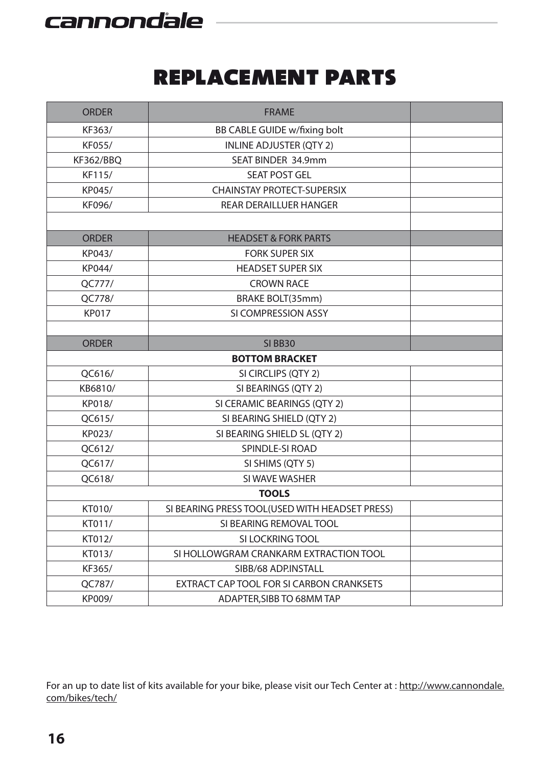# REPLACEMENT PARTS

| ORDER | FRAME | |
|---|---|---|
| KF363/ | BB CABLE GUIDE w/fixing bolt | |
| KF055/ | INLINE ADJUSTER (QTY 2) | |
| KF362/BBQ | SEAT BINDER 34.9mm | |
| KF115/ | SEAT POST GEL | |
| KP045/ | CHAINSTAY PROTECT-SUPERSIX | |
| KF096/ | REAR DERAILLUER HANGER | |
| | | |
| ORDER | HEADSET & FORK PARTS | |
| KP043/ | FORK SUPER SIX | |
| KP044/ | HEADSET SUPER SIX | |
| QC777/ | CROWN RACE | |
| QC778/ | BRAKE BOLT(35mm) | |
| KP017 | SI COMPRESSION ASSY | |
| | | |
| ORDER | SI BB30 | |
| **BOTTOM BRACKET** | | |
| QC616/ | SI CIRCLIPS (QTY 2) | |
| KB6810/ | SI BEARINGS (QTY 2) | |
| KP018/ | SI CERAMIC BEARINGS (QTY 2) | |
| QC615/ | SI BEARING SHIELD (QTY 2) | |
| KP023/ | SI BEARING SHIELD SL (QTY 2) | |
| QC612/ | SPINDLE-SI ROAD | |
| QC617/ | SI SHIMS (QTY 5) | |
| QC618/ | SI WAVE WASHER | |
| **TOOLS** | | |
| KT010/ | SI BEARING PRESS TOOL(USED WITH HEADSET PRESS) | |
| KT011/ | SI BEARING REMOVAL TOOL | |
| KT012/ | SI LOCKRING TOOL | |
| KT013/ | SI HOLLOWGRAM CRANKARM EXTRACTION TOOL | |
| KF365/ | SIBB/68 ADP.INSTALL | |
| QC787/ | EXTRACT CAP TOOL FOR SI CARBON CRANKSETS | |
| KP009/ | ADAPTER,SIBB TO 68MM TAP | |

For an up to date list of kits available for your bike, please visit our Tech Center at : http://www.cannondale.com/bikes/tech/